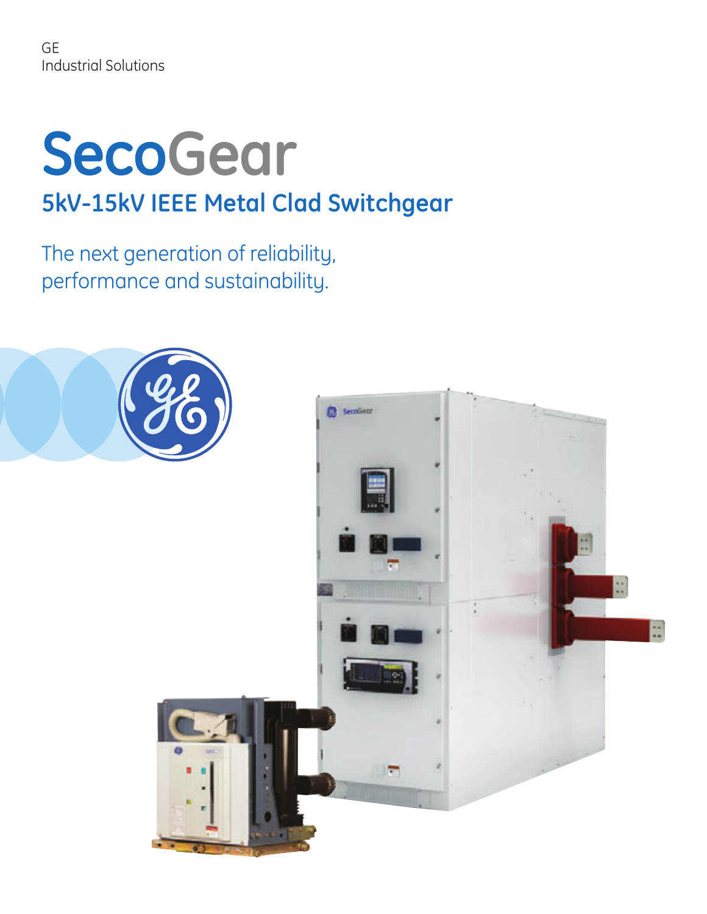GE
Industrial Solutions

# SecoGear

## 5kV-15kV IEEE Metal Clad Switchgear

The next generation of reliability, performance and sustainability.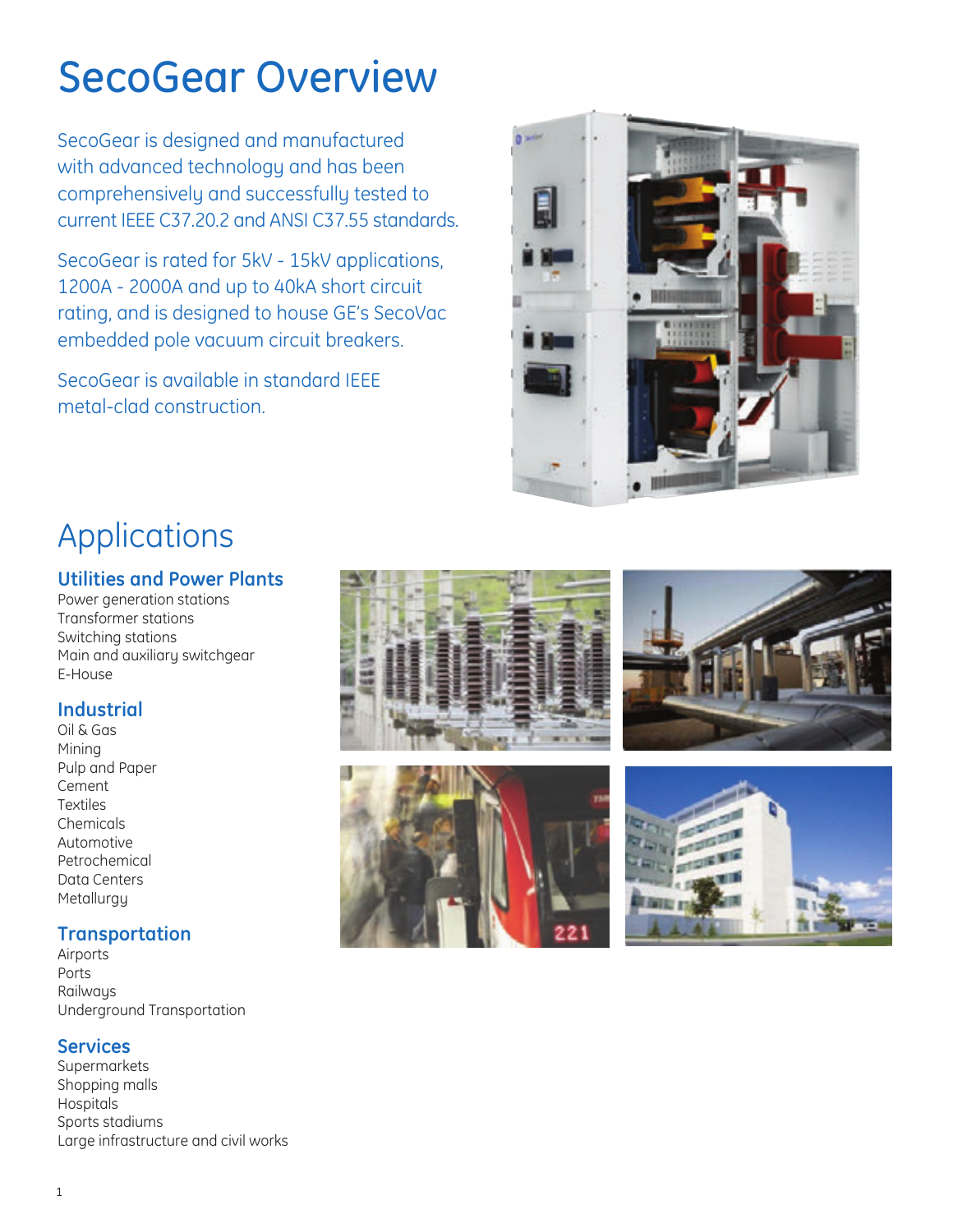# SecoGear Overview

SecoGear is designed and manufactured with advanced technology and has been comprehensively and successfully tested to current IEEE C37.20.2 and ANSI C37.55 standards.

SecoGear is rated for 5kV - 15kV applications, 1200A - 2000A and up to 40kA short circuit rating, and is designed to house GE's SecoVac embedded pole vacuum circuit breakers.

SecoGear is available in standard IEEE metal-clad construction.

# Applications

### Utilities and Power Plants

Power generation stations
Transformer stations
Switching stations
Main and auxiliary switchgear
E-House

### Industrial

Oil & Gas
Mining
Pulp and Paper
Cement
Textiles
Chemicals
Automotive
Petrochemical
Data Centers
Metallurgy

### Transportation

Airports
Ports
Railways
Underground Transportation

### Services

Supermarkets
Shopping malls
Hospitals
Sports stadiums
Large infrastructure and civil works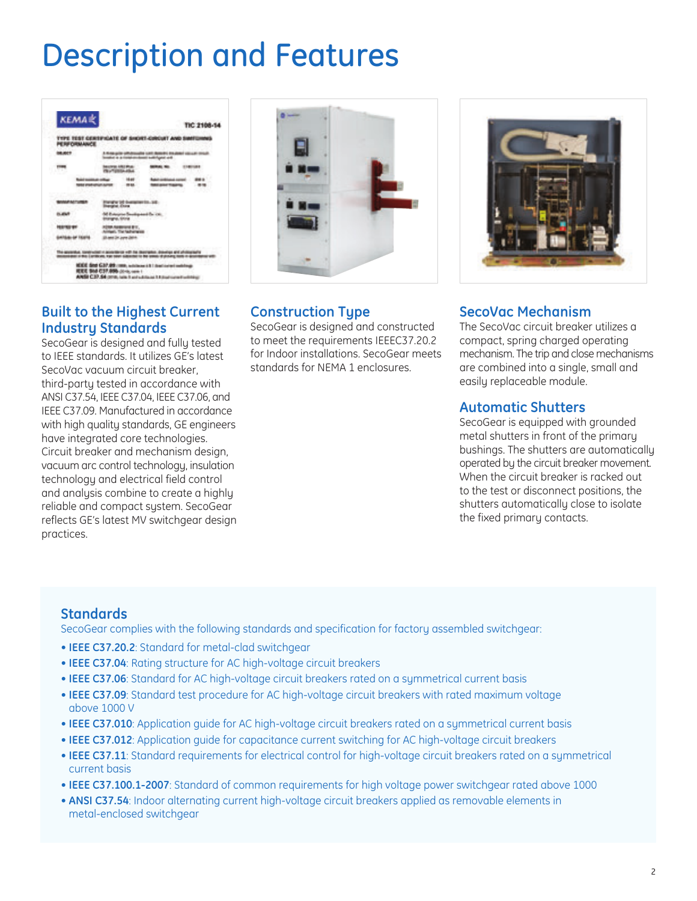# Description and Features

## Built to the Highest Current Industry Standards

SecoGear is designed and fully tested to IEEE standards. It utilizes GE's latest SecoVac vacuum circuit breaker, third-party tested in accordance with ANSI C37.54, IEEE C37.04, IEEE C37.06, and IEEE C37.09. Manufactured in accordance with high quality standards, GE engineers have integrated core technologies. Circuit breaker and mechanism design, vacuum arc control technology, insulation technology and electrical field control and analysis combine to create a highly reliable and compact system. SecoGear reflects GE's latest MV switchgear design practices.

## Construction Type

SecoGear is designed and constructed to meet the requirements IEEEC37.20.2 for Indoor installations. SecoGear meets standards for NEMA 1 enclosures.

## SecoVac Mechanism

The SecoVac circuit breaker utilizes a compact, spring charged operating mechanism. The trip and close mechanisms are combined into a single, small and easily replaceable module.

## Automatic Shutters

SecoGear is equipped with grounded metal shutters in front of the primary bushings. The shutters are automatically operated by the circuit breaker movement. When the circuit breaker is racked out to the test or disconnect positions, the shutters automatically close to isolate the fixed primary contacts.

## Standards

SecoGear complies with the following standards and specification for factory assembled switchgear:

- **IEEE C37.20.2**: Standard for metal-clad switchgear
- **IEEE C37.04**: Rating structure for AC high-voltage circuit breakers
- **IEEE C37.06**: Standard for AC high-voltage circuit breakers rated on a symmetrical current basis
- **IEEE C37.09**: Standard test procedure for AC high-voltage circuit breakers with rated maximum voltage above 1000 V
- **IEEE C37.010**: Application guide for AC high-voltage circuit breakers rated on a symmetrical current basis
- **IEEE C37.012**: Application guide for capacitance current switching for AC high-voltage circuit breakers
- **IEEE C37.11**: Standard requirements for electrical control for high-voltage circuit breakers rated on a symmetrical current basis
- **IEEE C37.100.1-2007**: Standard of common requirements for high voltage power switchgear rated above 1000
- **ANSI C37.54**: Indoor alternating current high-voltage circuit breakers applied as removable elements in metal-enclosed switchgear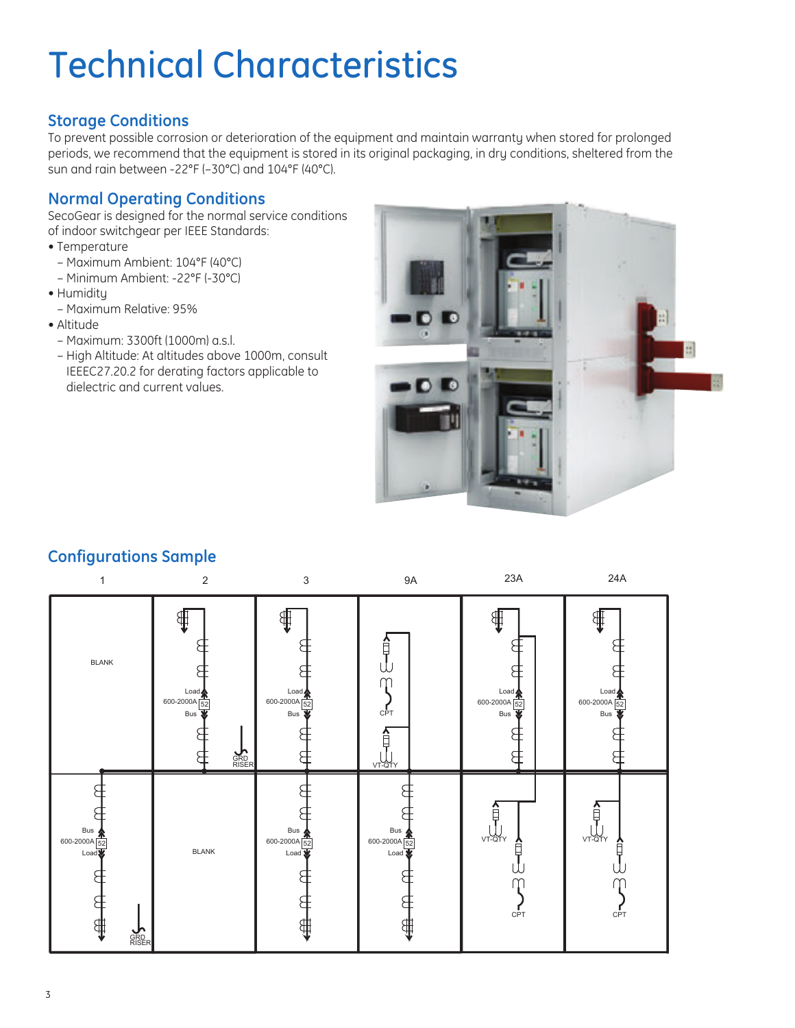# Technical Characteristics

## Storage Conditions

To prevent possible corrosion or deterioration of the equipment and maintain warranty when stored for prolonged periods, we recommend that the equipment is stored in its original packaging, in dry conditions, sheltered from the sun and rain between -22°F (–30°C) and 104°F (40°C).

## Normal Operating Conditions

SecoGear is designed for the normal service conditions of indoor switchgear per IEEE Standards:

- Temperature
  - Maximum Ambient: 104°F (40°C)
  - Minimum Ambient: -22°F (-30°C)
- Humidity
  - Maximum Relative: 95%
- Altitude
  - Maximum: 3300ft (1000m) a.s.l.
  - High Altitude: At altitudes above 1000m, consult IEEEC27.20.2 for derating factors applicable to dielectric and current values.

## Configurations Sample

1 &nbsp; 2 &nbsp; 3 &nbsp; 9A &nbsp; 23A &nbsp; 24A

BLANK

Load 600-2000A 52 Bus

GRD RISER

CPT

VT-QTY

Bus 600-2000A 52 Load

BLANK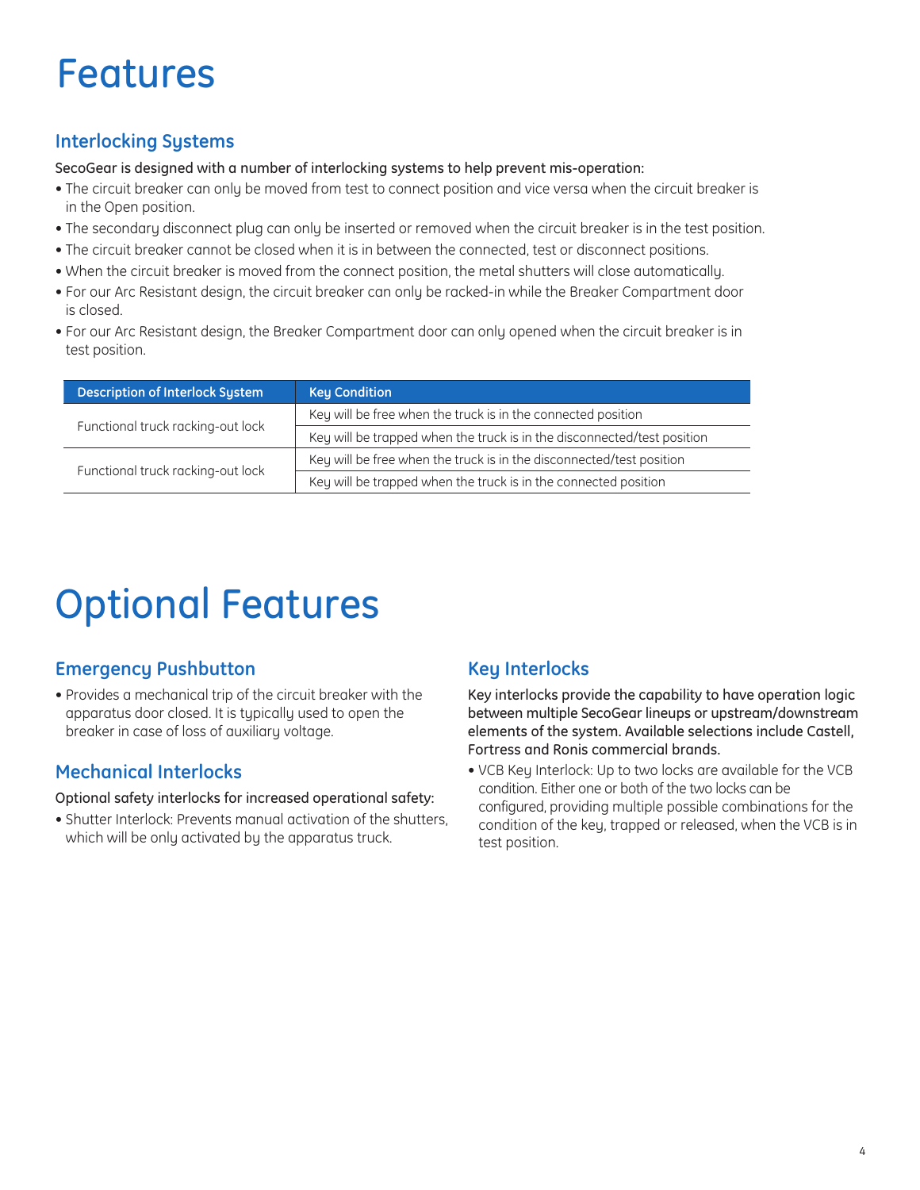# Features

## Interlocking Systems

SecoGear is designed with a number of interlocking systems to help prevent mis-operation:

- The circuit breaker can only be moved from test to connect position and vice versa when the circuit breaker is in the Open position.
- The secondary disconnect plug can only be inserted or removed when the circuit breaker is in the test position.
- The circuit breaker cannot be closed when it is in between the connected, test or disconnect positions.
- When the circuit breaker is moved from the connect position, the metal shutters will close automatically.
- For our Arc Resistant design, the circuit breaker can only be racked-in while the Breaker Compartment door is closed.
- For our Arc Resistant design, the Breaker Compartment door can only opened when the circuit breaker is in test position.

| Description of Interlock System | Key Condition |
| --- | --- |
| Functional truck racking-out lock | Key will be free when the truck is in the connected position |
| | Key will be trapped when the truck is in the disconnected/test position |
| Functional truck racking-out lock | Key will be free when the truck is in the disconnected/test position |
| | Key will be trapped when the truck is in the connected position |

# Optional Features

## Emergency Pushbutton

- Provides a mechanical trip of the circuit breaker with the apparatus door closed. It is typically used to open the breaker in case of loss of auxiliary voltage.

## Mechanical Interlocks

Optional safety interlocks for increased operational safety:

- Shutter Interlock: Prevents manual activation of the shutters, which will be only activated by the apparatus truck.

## Key Interlocks

Key interlocks provide the capability to have operation logic between multiple SecoGear lineups or upstream/downstream elements of the system. Available selections include Castell, Fortress and Ronis commercial brands.

- VCB Key Interlock: Up to two locks are available for the VCB condition. Either one or both of the two locks can be configured, providing multiple possible combinations for the condition of the key, trapped or released, when the VCB is in test position.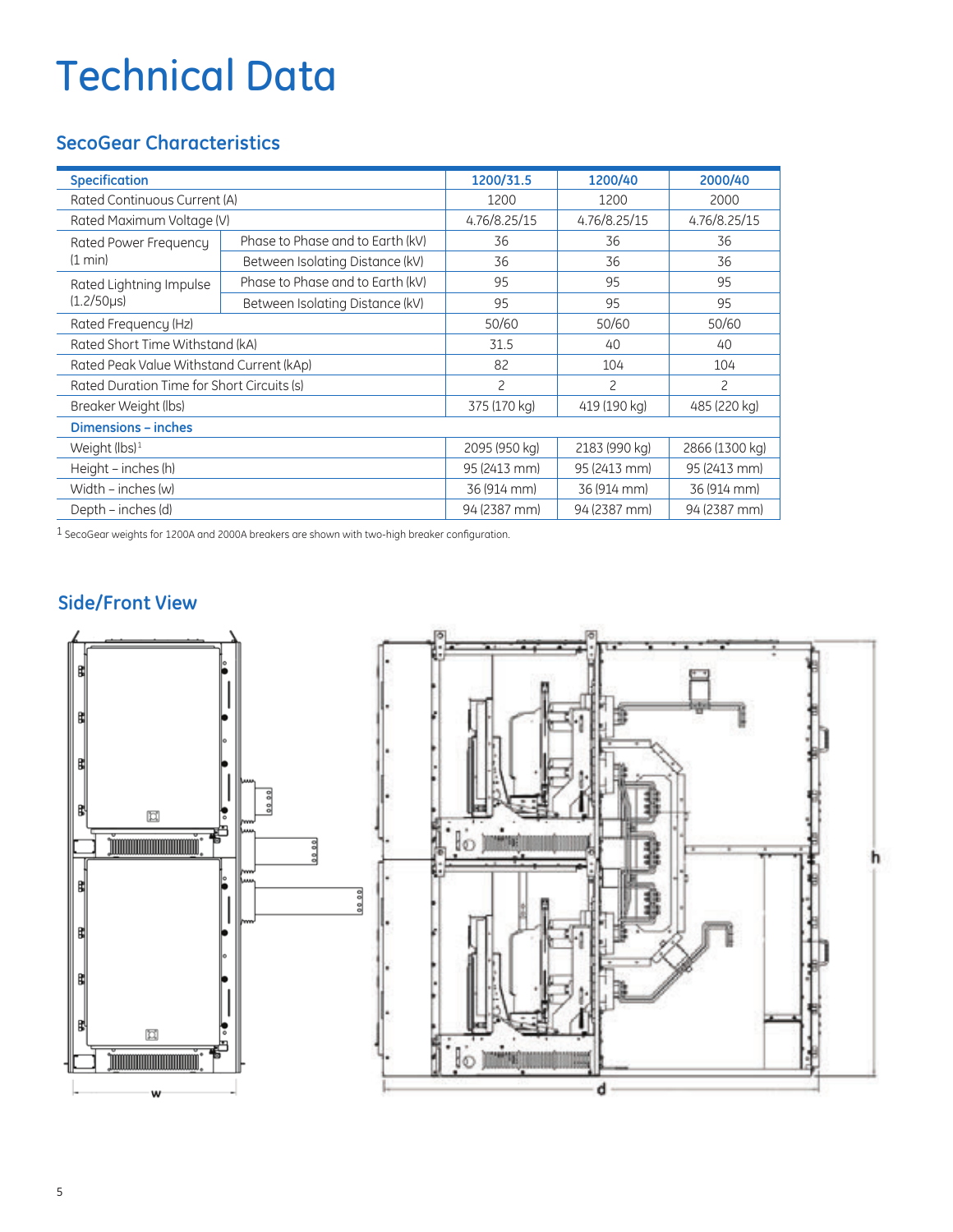# Technical Data

## SecoGear Characteristics

| Specification | | 1200/31.5 | 1200/40 | 2000/40 |
|---|---|---|---|---|
| Rated Continuous Current (A) | | 1200 | 1200 | 2000 |
| Rated Maximum Voltage (V) | | 4.76/8.25/15 | 4.76/8.25/15 | 4.76/8.25/15 |
| Rated Power Frequency (1 min) | Phase to Phase and to Earth (kV) | 36 | 36 | 36 |
| | Between Isolating Distance (kV) | 36 | 36 | 36 |
| Rated Lightning Impulse (1.2/50μs) | Phase to Phase and to Earth (kV) | 95 | 95 | 95 |
| | Between Isolating Distance (kV) | 95 | 95 | 95 |
| Rated Frequency (Hz) | | 50/60 | 50/60 | 50/60 |
| Rated Short Time Withstand (kA) | | 31.5 | 40 | 40 |
| Rated Peak Value Withstand Current (kAp) | | 82 | 104 | 104 |
| Rated Duration Time for Short Circuits (s) | | 2 | 2 | 2 |
| Breaker Weight (lbs) | | 375 (170 kg) | 419 (190 kg) | 485 (220 kg) |
| **Dimensions – inches** | | | | |
| Weight (lbs)[1] | | 2095 (950 kg) | 2183 (990 kg) | 2866 (1300 kg) |
| Height – inches (h) | | 95 (2413 mm) | 95 (2413 mm) | 95 (2413 mm) |
| Width – inches (w) | | 36 (914 mm) | 36 (914 mm) | 36 (914 mm) |
| Depth – inches (d) | | 94 (2387 mm) | 94 (2387 mm) | 94 (2387 mm) |

[1] SecoGear weights for 1200A and 2000A breakers are shown with two-high breaker configuration.

## Side/Front View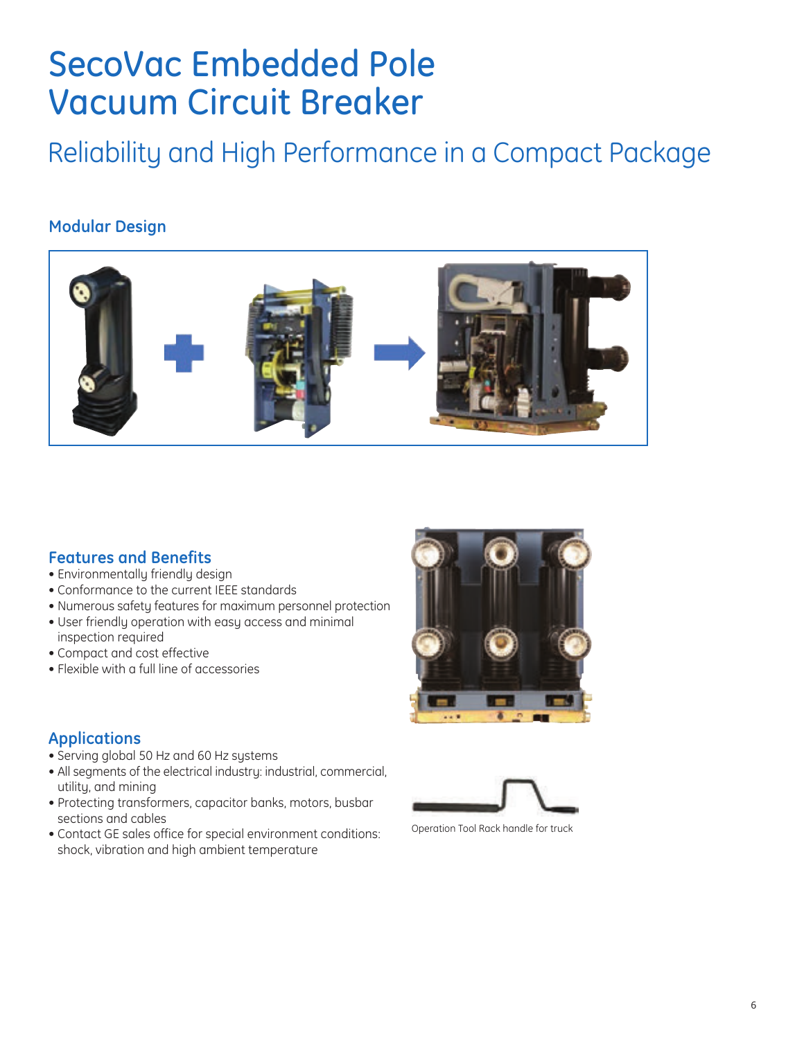# SecoVac Embedded Pole Vacuum Circuit Breaker

## Reliability and High Performance in a Compact Package

### Modular Design

### Features and Benefits

- Environmentally friendly design
- Conformance to the current IEEE standards
- Numerous safety features for maximum personnel protection
- User friendly operation with easy access and minimal inspection required
- Compact and cost effective
- Flexible with a full line of accessories

### Applications

- Serving global 50 Hz and 60 Hz systems
- All segments of the electrical industry: industrial, commercial, utility, and mining
- Protecting transformers, capacitor banks, motors, busbar sections and cables
- Contact GE sales office for special environment conditions: shock, vibration and high ambient temperature

Operation Tool Rack handle for truck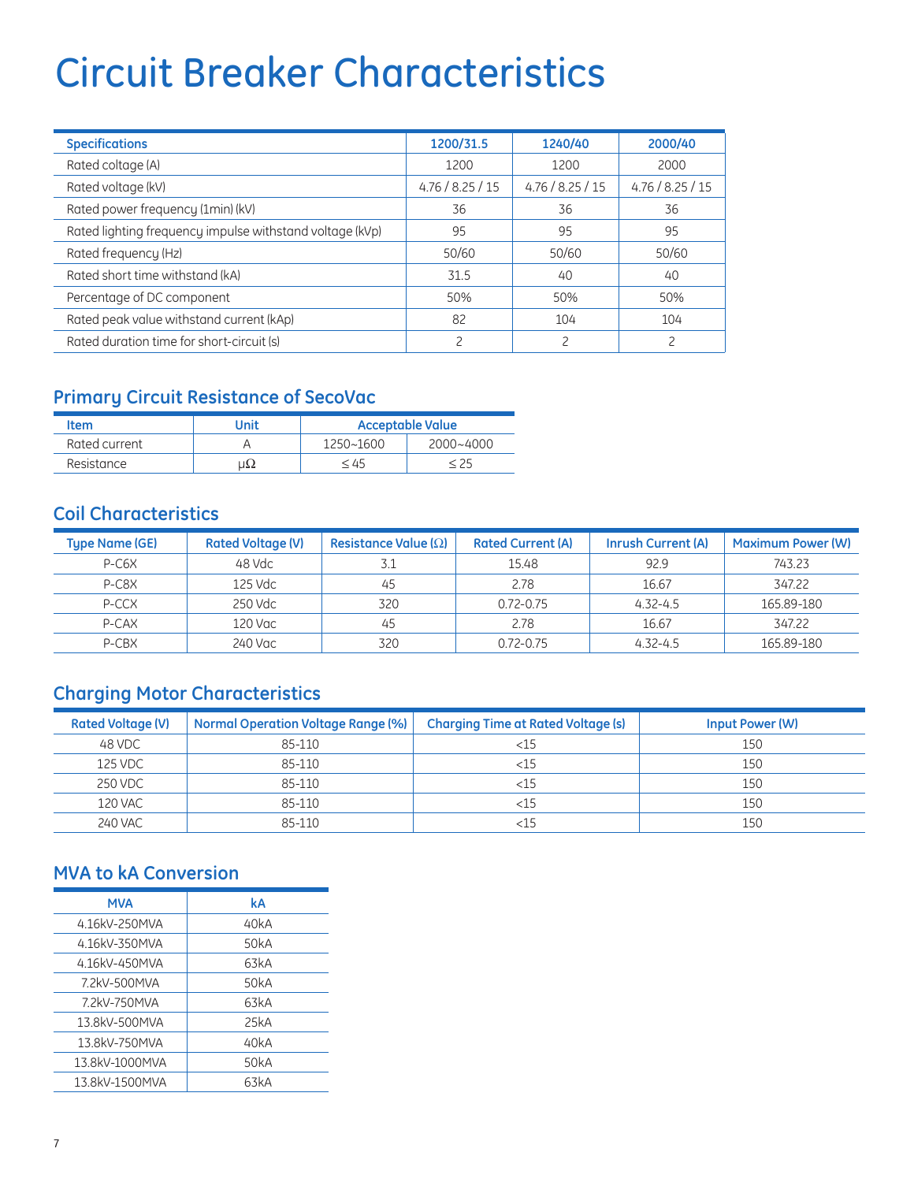# Circuit Breaker Characteristics

| Specifications | 1200/31.5 | 1240/40 | 2000/40 |
|---|---|---|---|
| Rated coltage (A) | 1200 | 1200 | 2000 |
| Rated voltage (kV) | 4.76 / 8.25 / 15 | 4.76 / 8.25 / 15 | 4.76 / 8.25 / 15 |
| Rated power frequency (1min) (kV) | 36 | 36 | 36 |
| Rated lighting frequency impulse withstand voltage (kVp) | 95 | 95 | 95 |
| Rated frequency (Hz) | 50/60 | 50/60 | 50/60 |
| Rated short time withstand (kA) | 31.5 | 40 | 40 |
| Percentage of DC component | 50% | 50% | 50% |
| Rated peak value withstand current (kAp) | 82 | 104 | 104 |
| Rated duration time for short-circuit (s) | 2 | 2 | 2 |

## Primary Circuit Resistance of SecoVac

| Item | Unit | Acceptable Value | |
|---|---|---|---|
| Rated current | A | 1250~1600 | 2000~4000 |
| Resistance | μΩ | ≤ 45 | ≤ 25 |

## Coil Characteristics

| Type Name (GE) | Rated Voltage (V) | Resistance Value (Ω) | Rated Current (A) | Inrush Current (A) | Maximum Power (W) |
|---|---|---|---|---|---|
| P-C6X | 48 Vdc | 3.1 | 15.48 | 92.9 | 743.23 |
| P-C8X | 125 Vdc | 45 | 2.78 | 16.67 | 347.22 |
| P-CCX | 250 Vdc | 320 | 0.72-0.75 | 4.32-4.5 | 165.89-180 |
| P-CAX | 120 Vac | 45 | 2.78 | 16.67 | 347.22 |
| P-CBX | 240 Vac | 320 | 0.72-0.75 | 4.32-4.5 | 165.89-180 |

## Charging Motor Characteristics

| Rated Voltage (V) | Normal Operation Voltage Range (%) | Charging Time at Rated Voltage (s) | Input Power (W) |
|---|---|---|---|
| 48 VDC | 85-110 | <15 | 150 |
| 125 VDC | 85-110 | <15 | 150 |
| 250 VDC | 85-110 | <15 | 150 |
| 120 VAC | 85-110 | <15 | 150 |
| 240 VAC | 85-110 | <15 | 150 |

## MVA to kA Conversion

| MVA | kA |
|---|---|
| 4.16kV-250MVA | 40kA |
| 4.16kV-350MVA | 50kA |
| 4.16kV-450MVA | 63kA |
| 7.2kV-500MVA | 50kA |
| 7.2kV-750MVA | 63kA |
| 13.8kV-500MVA | 25kA |
| 13.8kV-750MVA | 40kA |
| 13.8kV-1000MVA | 50kA |
| 13.8kV-1500MVA | 63kA |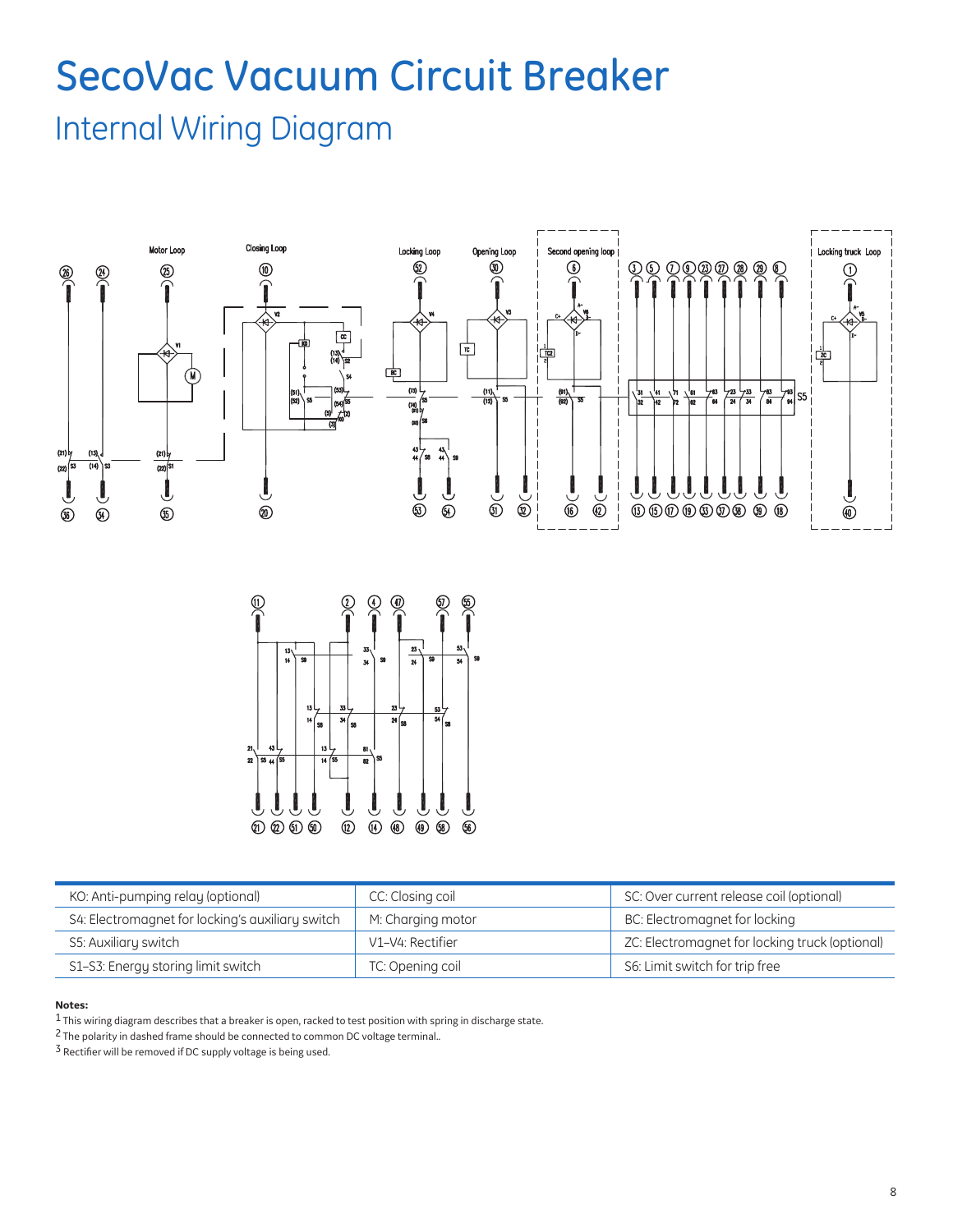# SecoVac Vacuum Circuit Breaker

## Internal Wiring Diagram

| KO: Anti-pumping relay (optional) | CC: Closing coil | SC: Over current release coil (optional) |
|---|---|---|
| S4: Electromagnet for locking's auxiliary switch | M: Charging motor | BC: Electromagnet for locking |
| S5: Auxiliary switch | V1–V4: Rectifier | ZC: Electromagnet for locking truck (optional) |
| S1–S3: Energy storing limit switch | TC: Opening coil | S6: Limit switch for trip free |

**Notes:**

1 This wiring diagram describes that a breaker is open, racked to test position with spring in discharge state.

2 The polarity in dashed frame should be connected to common DC voltage terminal..

3 Rectifier will be removed if DC supply voltage is being used.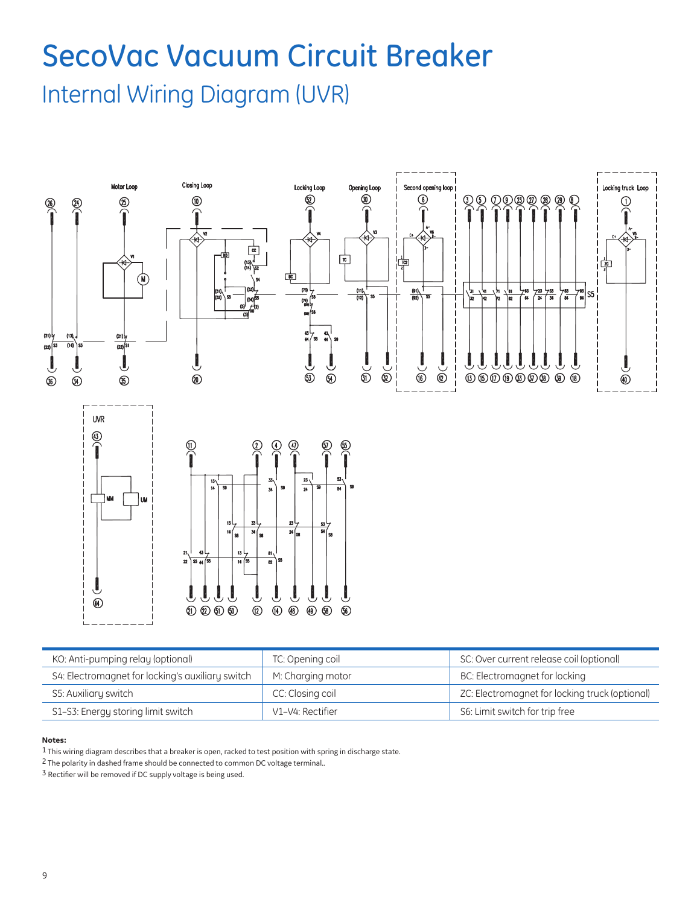# SecoVac Vacuum Circuit Breaker

## Internal Wiring Diagram (UVR)

| KO: Anti-pumping relay (optional) | TC: Opening coil | SC: Over current release coil (optional) |
|---|---|---|
| S4: Electromagnet for locking's auxiliary switch | M: Charging motor | BC: Electromagnet for locking |
| S5: Auxiliary switch | CC: Closing coil | ZC: Electromagnet for locking truck (optional) |
| S1–S3: Energy storing limit switch | V1–V4: Rectifier | S6: Limit switch for trip free |

**Notes:**

1 This wiring diagram describes that a breaker is open, racked to test position with spring in discharge state.

2 The polarity in dashed frame should be connected to common DC voltage terminal..

3 Rectifier will be removed if DC supply voltage is being used.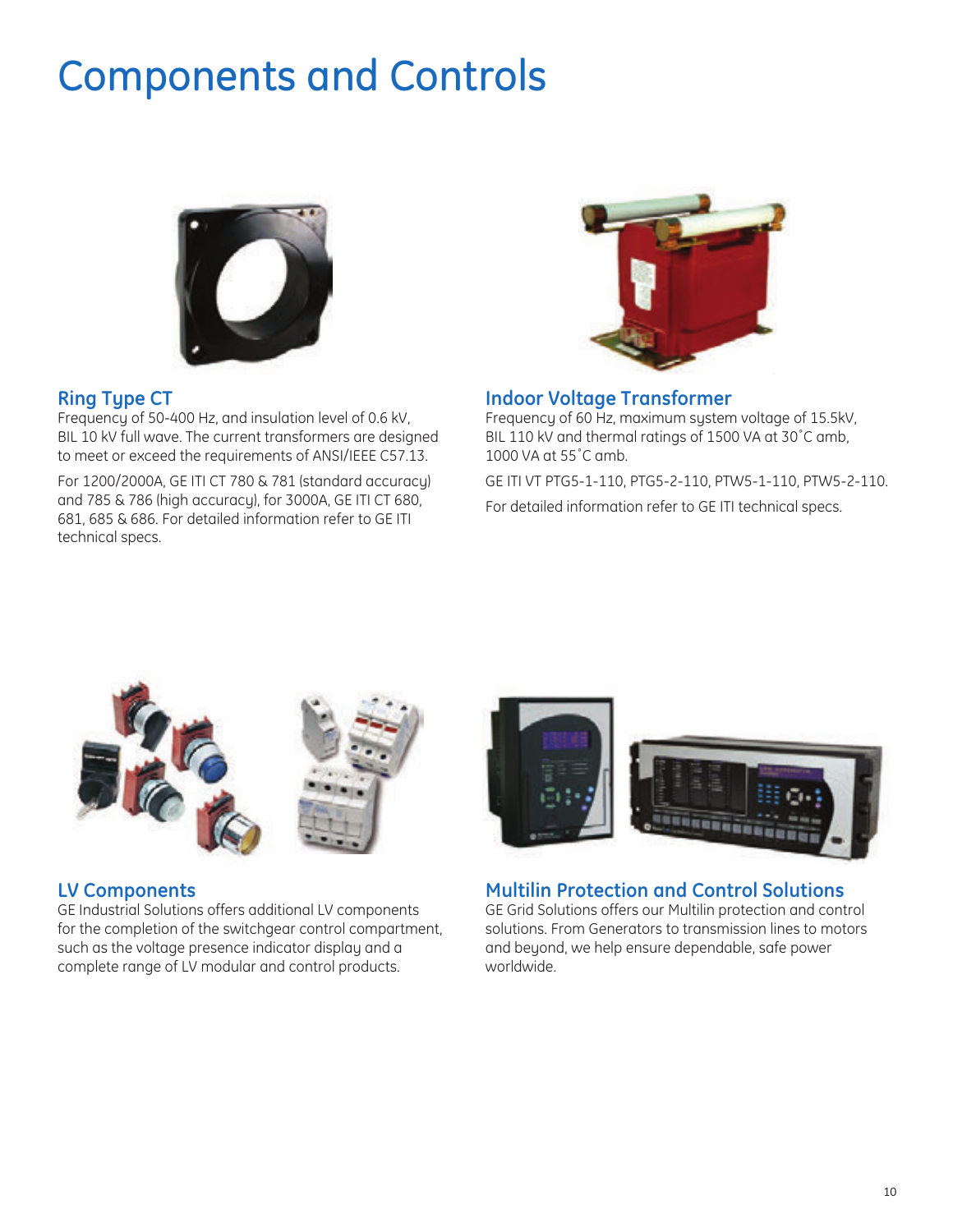# Components and Controls

## Ring Type CT

Frequency of 50-400 Hz, and insulation level of 0.6 kV, BIL 10 kV full wave. The current transformers are designed to meet or exceed the requirements of ANSI/IEEE C57.13.

For 1200/2000A, GE ITI CT 780 & 781 (standard accuracy) and 785 & 786 (high accuracy), for 3000A, GE ITI CT 680, 681, 685 & 686. For detailed information refer to GE ITI technical specs.

## Indoor Voltage Transformer

Frequency of 60 Hz, maximum system voltage of 15.5kV, BIL 110 kV and thermal ratings of 1500 VA at 30˚C amb, 1000 VA at 55˚C amb.

GE ITI VT PTG5-1-110, PTG5-2-110, PTW5-1-110, PTW5-2-110.

For detailed information refer to GE ITI technical specs.

## LV Components

GE Industrial Solutions offers additional LV components for the completion of the switchgear control compartment, such as the voltage presence indicator display and a complete range of LV modular and control products.

## Multilin Protection and Control Solutions

GE Grid Solutions offers our Multilin protection and control solutions. From Generators to transmission lines to motors and beyond, we help ensure dependable, safe power worldwide.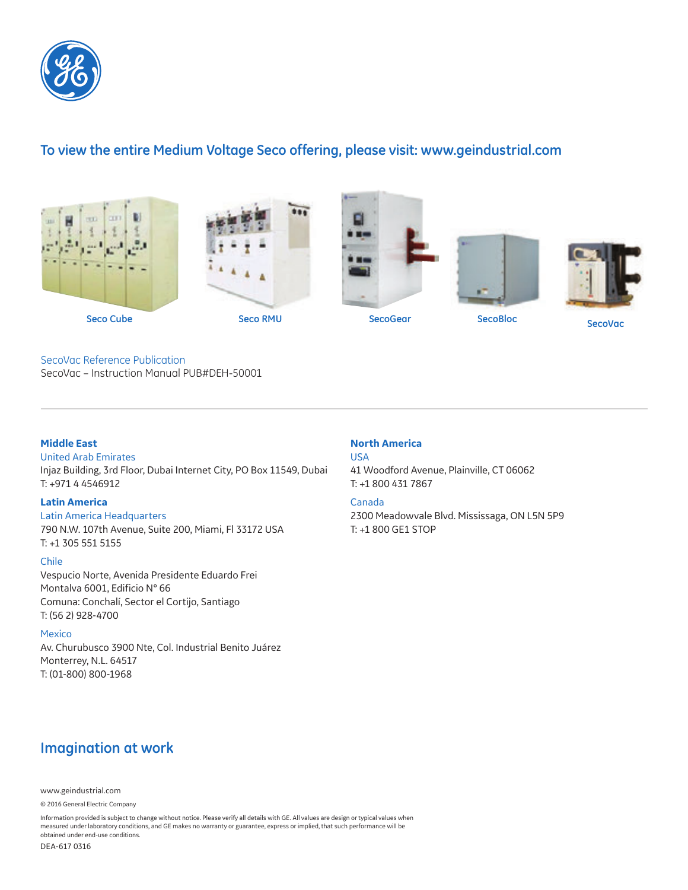## To view the entire Medium Voltage Seco offering, please visit: www.geindustrial.com

Seco Cube

Seco RMU

SecoGear

SecoBloc

SecoVac

SecoVac Reference Publication
SecoVac – Instruction Manual PUB#DEH-50001

**Middle East**
United Arab Emirates
Injaz Building, 3rd Floor, Dubai Internet City, PO Box 11549, Dubai
T: +971 4 4546912

**Latin America**
Latin America Headquarters
790 N.W. 107th Avenue, Suite 200, Miami, Fl 33172 USA
T: +1 305 551 5155

Chile
Vespucio Norte, Avenida Presidente Eduardo Frei
Montalva 6001, Edificio N° 66
Comuna: Conchalí, Sector el Cortijo, Santiago
T: (56 2) 928-4700

Mexico
Av. Churubusco 3900 Nte, Col. Industrial Benito Juárez
Monterrey, N.L. 64517
T: (01-800) 800-1968

**North America**
USA
41 Woodford Avenue, Plainville, CT 06062
T: +1 800 431 7867

Canada
2300 Meadowvale Blvd. Mississaga, ON L5N 5P9
T: +1 800 GE1 STOP

## Imagination at work

www.geindustrial.com

© 2016 General Electric Company

Information provided is subject to change without notice. Please verify all details with GE. All values are design or typical values when measured under laboratory conditions, and GE makes no warranty or guarantee, express or implied, that such performance will be obtained under end-use conditions.

DEA-617 0316